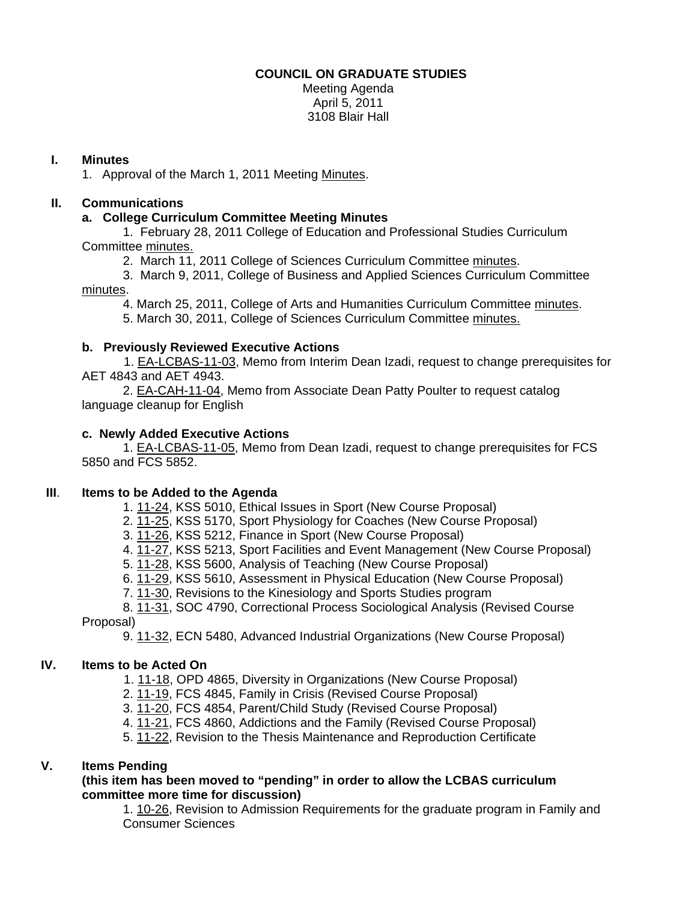# COUNCIL ON GRADUATE STUDIES

Meeting Agenda
April 5, 2011
3108 Blair Hall

## I. Minutes

1. Approval of the March 1, 2011 Meeting Minutes.

## II. Communications

### a. College Curriculum Committee Meeting Minutes

1. February 28, 2011 College of Education and Professional Studies Curriculum Committee minutes.
2. March 11, 2011 College of Sciences Curriculum Committee minutes.
3. March 9, 2011, College of Business and Applied Sciences Curriculum Committee minutes.
4. March 25, 2011, College of Arts and Humanities Curriculum Committee minutes.
5. March 30, 2011, College of Sciences Curriculum Committee minutes.

### b. Previously Reviewed Executive Actions

1. EA-LCBAS-11-03, Memo from Interim Dean Izadi, request to change prerequisites for AET 4843 and AET 4943.
2. EA-CAH-11-04, Memo from Associate Dean Patty Poulter to request catalog language cleanup for English

### c. Newly Added Executive Actions

1. EA-LCBAS-11-05, Memo from Dean Izadi, request to change prerequisites for FCS 5850 and FCS 5852.

## III. Items to be Added to the Agenda

1. 11-24, KSS 5010, Ethical Issues in Sport (New Course Proposal)
2. 11-25, KSS 5170, Sport Physiology for Coaches (New Course Proposal)
3. 11-26, KSS 5212, Finance in Sport (New Course Proposal)
4. 11-27, KSS 5213, Sport Facilities and Event Management (New Course Proposal)
5. 11-28, KSS 5600, Analysis of Teaching (New Course Proposal)
6. 11-29, KSS 5610, Assessment in Physical Education (New Course Proposal)
7. 11-30, Revisions to the Kinesiology and Sports Studies program
8. 11-31, SOC 4790, Correctional Process Sociological Analysis (Revised Course Proposal)
9. 11-32, ECN 5480, Advanced Industrial Organizations (New Course Proposal)

## IV. Items to be Acted On

1. 11-18, OPD 4865, Diversity in Organizations (New Course Proposal)
2. 11-19, FCS 4845, Family in Crisis (Revised Course Proposal)
3. 11-20, FCS 4854, Parent/Child Study (Revised Course Proposal)
4. 11-21, FCS 4860, Addictions and the Family (Revised Course Proposal)
5. 11-22, Revision to the Thesis Maintenance and Reproduction Certificate

## V. Items Pending

**(this item has been moved to "pending" in order to allow the LCBAS curriculum committee more time for discussion)**

1. 10-26, Revision to Admission Requirements for the graduate program in Family and Consumer Sciences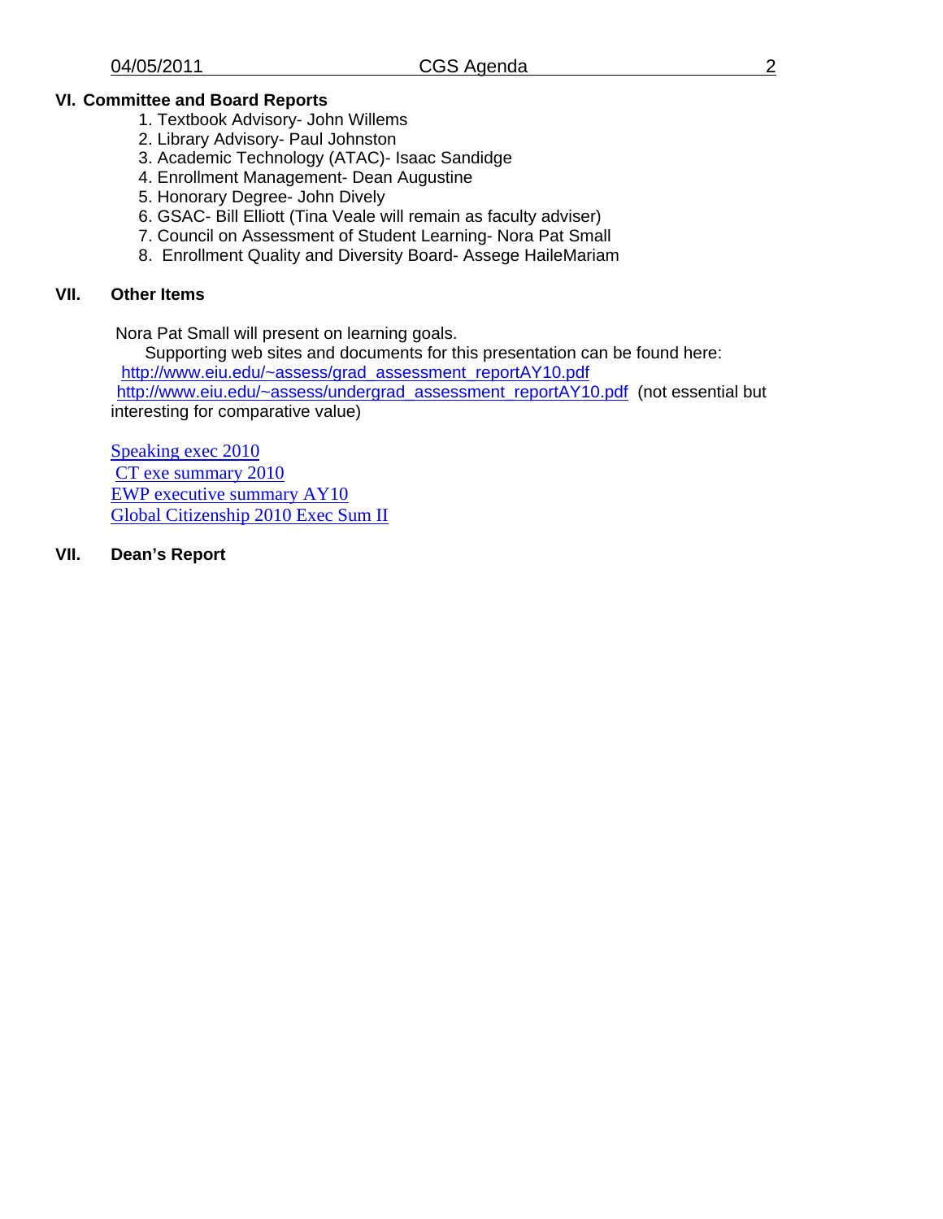## VI. Committee and Board Reports

1. Textbook Advisory- John Willems
2. Library Advisory- Paul Johnston
3. Academic Technology (ATAC)- Isaac Sandidge
4. Enrollment Management- Dean Augustine
5. Honorary Degree- John Dively
6. GSAC- Bill Elliott (Tina Veale will remain as faculty adviser)
7. Council on Assessment of Student Learning- Nora Pat Small
8. Enrollment Quality and Diversity Board- Assege HaileMariam

## VII. Other Items

Nora Pat Small will present on learning goals.

Supporting web sites and documents for this presentation can be found here:

http://www.eiu.edu/~assess/grad_assessment_reportAY10.pdf

http://www.eiu.edu/~assess/undergrad_assessment_reportAY10.pdf (not essential but interesting for comparative value)

Speaking exec 2010

CT exe summary 2010

EWP executive summary AY10

Global Citizenship 2010 Exec Sum II

## VII. Dean's Report